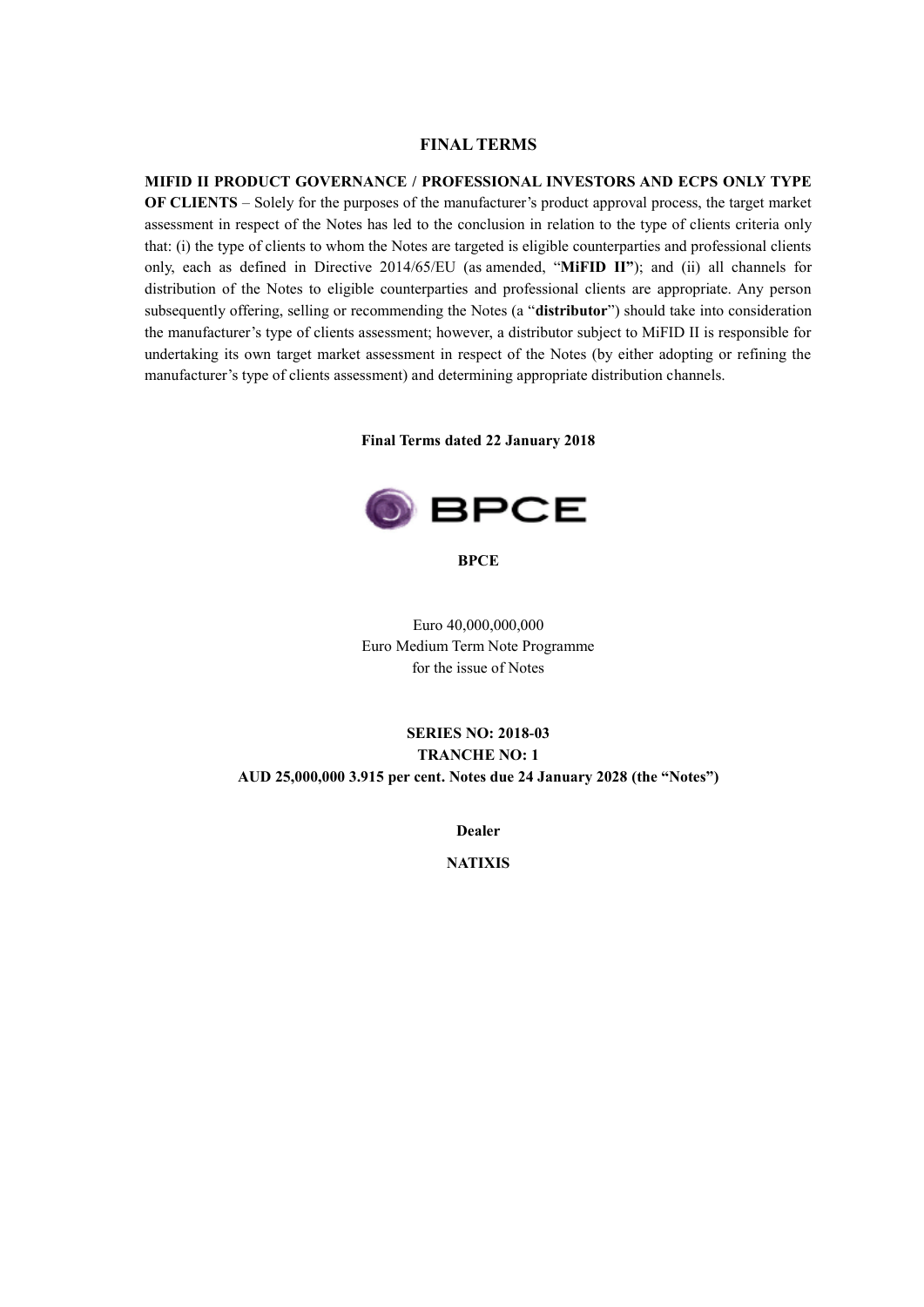# FINAL TERMS

**MIFID II PRODUCT GOVERNANCE / PROFESSIONAL INVESTORS AND ECPS ONLY TYPE OF CLIENTS** – Solely for the purposes of the manufacturer's product approval process, the target market assessment in respect of the Notes has led to the conclusion in relation to the type of clients criteria only that: (i) the type of clients to whom the Notes are targeted is eligible counterparties and professional clients only, each as defined in Directive 2014/65/EU (as amended, "**MiFID II**"); and (ii) all channels for distribution of the Notes to eligible counterparties and professional clients are appropriate. Any person subsequently offering, selling or recommending the Notes (a "**distributor**") should take into consideration the manufacturer's type of clients assessment; however, a distributor subject to MiFID II is responsible for undertaking its own target market assessment in respect of the Notes (by either adopting or refining the manufacturer's type of clients assessment) and determining appropriate distribution channels.

**Final Terms dated 22 January 2018**

BPCE

**BPCE**

Euro 40,000,000,000
Euro Medium Term Note Programme
for the issue of Notes

**SERIES NO: 2018-03**
**TRANCHE NO: 1**
**AUD 25,000,000 3.915 per cent. Notes due 24 January 2028 (the "Notes")**

**Dealer**

**NATIXIS**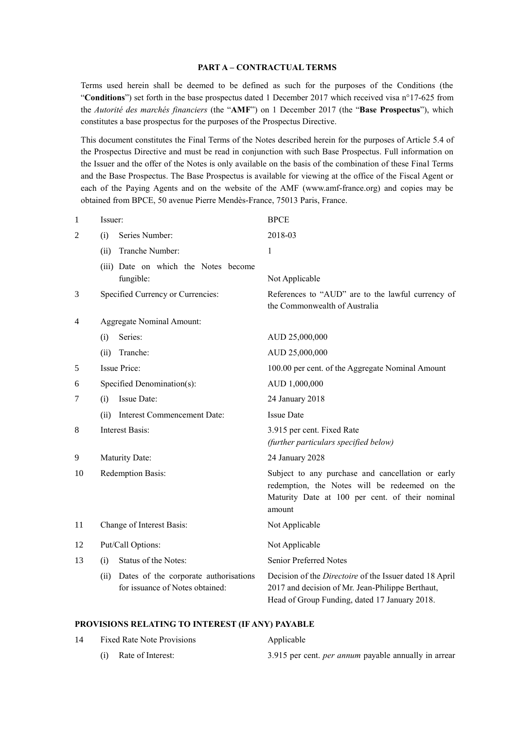## PART A – CONTRACTUAL TERMS

Terms used herein shall be deemed to be defined as such for the purposes of the Conditions (the "**Conditions**") set forth in the base prospectus dated 1 December 2017 which received visa n°17-625 from the *Autorité des marchés financiers* (the "**AMF**") on 1 December 2017 (the "**Base Prospectus**"), which constitutes a base prospectus for the purposes of the Prospectus Directive.

This document constitutes the Final Terms of the Notes described herein for the purposes of Article 5.4 of the Prospectus Directive and must be read in conjunction with such Base Prospectus. Full information on the Issuer and the offer of the Notes is only available on the basis of the combination of these Final Terms and the Base Prospectus. The Base Prospectus is available for viewing at the office of the Fiscal Agent or each of the Paying Agents and on the website of the AMF (www.amf-france.org) and copies may be obtained from BPCE, 50 avenue Pierre Mendès-France, 75013 Paris, France.

| | | |
|---|---|---|
| 1 | Issuer: | BPCE |
| 2 | (i) Series Number: | 2018-03 |
| | (ii) Tranche Number: | 1 |
| | (iii) Date on which the Notes become fungible: | Not Applicable |
| 3 | Specified Currency or Currencies: | References to "AUD" are to the lawful currency of the Commonwealth of Australia |
| 4 | Aggregate Nominal Amount: | |
| | (i) Series: | AUD 25,000,000 |
| | (ii) Tranche: | AUD 25,000,000 |
| 5 | Issue Price: | 100.00 per cent. of the Aggregate Nominal Amount |
| 6 | Specified Denomination(s): | AUD 1,000,000 |
| 7 | (i) Issue Date: | 24 January 2018 |
| | (ii) Interest Commencement Date: | Issue Date |
| 8 | Interest Basis: | 3.915 per cent. Fixed Rate<br>*(further particulars specified below)* |
| 9 | Maturity Date: | 24 January 2028 |
| 10 | Redemption Basis: | Subject to any purchase and cancellation or early redemption, the Notes will be redeemed on the Maturity Date at 100 per cent. of their nominal amount |
| 11 | Change of Interest Basis: | Not Applicable |
| 12 | Put/Call Options: | Not Applicable |
| 13 | (i) Status of the Notes: | Senior Preferred Notes |
| | (ii) Dates of the corporate authorisations for issuance of Notes obtained: | Decision of the *Directoire* of the Issuer dated 18 April 2017 and decision of Mr. Jean-Philippe Berthaut, Head of Group Funding, dated 17 January 2018. |

### PROVISIONS RELATING TO INTEREST (IF ANY) PAYABLE

| | | |
|---|---|---|
| 14 | Fixed Rate Note Provisions | Applicable |
| | (i) Rate of Interest: | 3.915 per cent. *per annum* payable annually in arrear |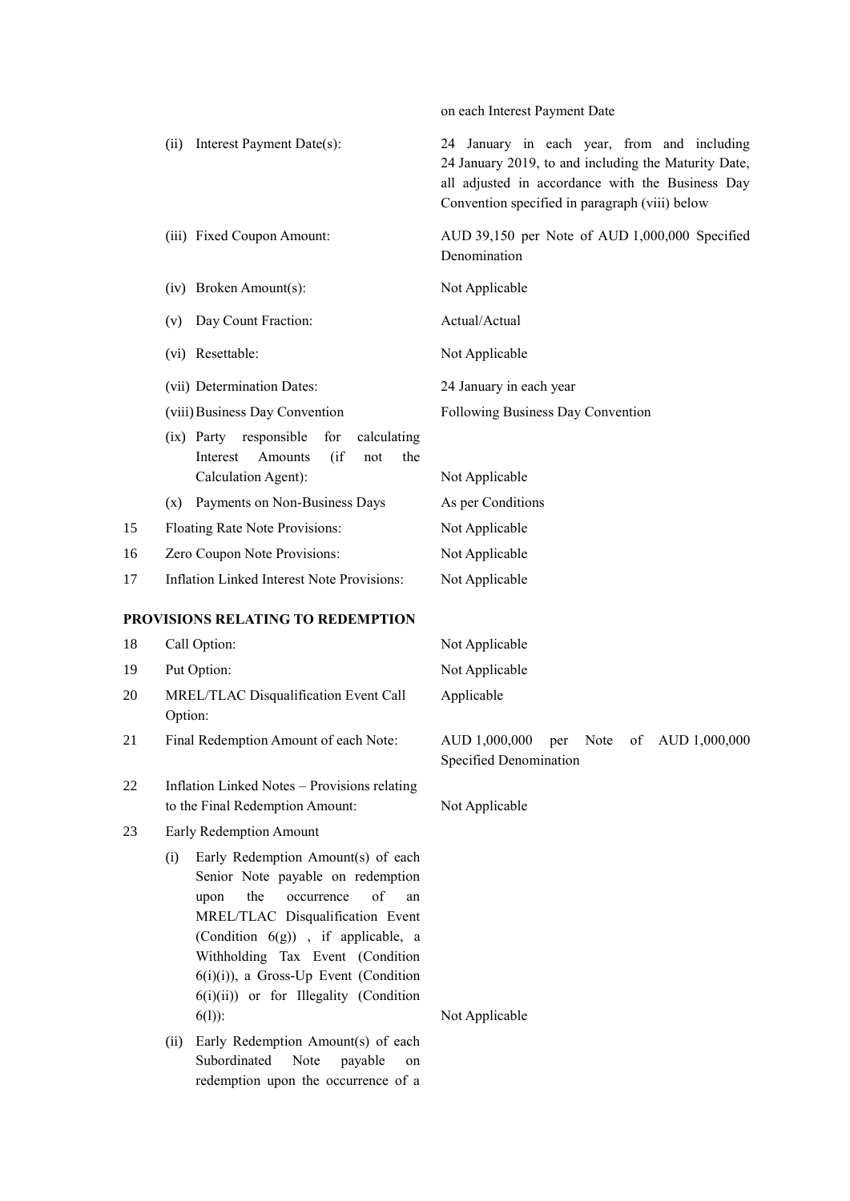| | | |
|---|---|---|
| | | on each Interest Payment Date |
| | (ii) Interest Payment Date(s): | 24 January in each year, from and including 24 January 2019, to and including the Maturity Date, all adjusted in accordance with the Business Day Convention specified in paragraph (viii) below |
| | (iii) Fixed Coupon Amount: | AUD 39,150 per Note of AUD 1,000,000 Specified Denomination |
| | (iv) Broken Amount(s): | Not Applicable |
| | (v) Day Count Fraction: | Actual/Actual |
| | (vi) Resettable: | Not Applicable |
| | (vii) Determination Dates: | 24 January in each year |
| | (viii) Business Day Convention | Following Business Day Convention |
| | (ix) Party responsible for calculating Interest Amounts (if not the Calculation Agent): | Not Applicable |
| | (x) Payments on Non-Business Days | As per Conditions |
| 15 | Floating Rate Note Provisions: | Not Applicable |
| 16 | Zero Coupon Note Provisions: | Not Applicable |
| 17 | Inflation Linked Interest Note Provisions: | Not Applicable |

**PROVISIONS RELATING TO REDEMPTION**

| | | |
|---|---|---|
| 18 | Call Option: | Not Applicable |
| 19 | Put Option: | Not Applicable |
| 20 | MREL/TLAC Disqualification Event Call Option: | Applicable |
| 21 | Final Redemption Amount of each Note: | AUD 1,000,000 per Note of AUD 1,000,000 Specified Denomination |
| 22 | Inflation Linked Notes – Provisions relating to the Final Redemption Amount: | Not Applicable |
| 23 | Early Redemption Amount | |
| | (i) Early Redemption Amount(s) of each Senior Note payable on redemption upon the occurrence of an MREL/TLAC Disqualification Event (Condition 6(g)) , if applicable, a Withholding Tax Event (Condition 6(i)(i)), a Gross-Up Event (Condition 6(i)(ii)) or for Illegality (Condition 6(l)): | Not Applicable |
| | (ii) Early Redemption Amount(s) of each Subordinated Note payable on redemption upon the occurrence of a | |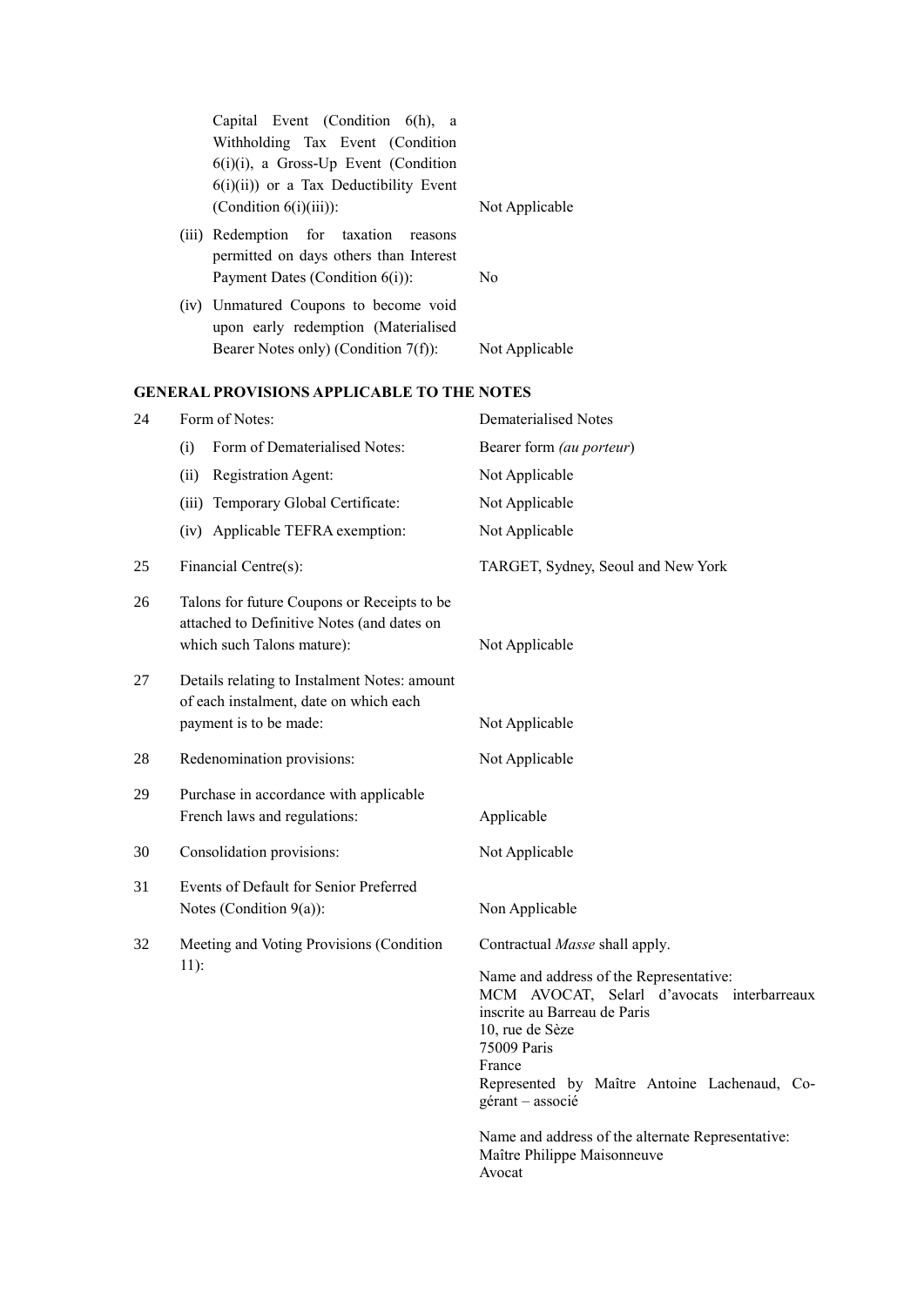| | | |
|---|---|---|
| | Capital Event (Condition 6(h), a Withholding Tax Event (Condition 6(i)(i), a Gross-Up Event (Condition 6(i)(ii)) or a Tax Deductibility Event (Condition 6(i)(iii)): | Not Applicable |
| | (iii) Redemption for taxation reasons permitted on days others than Interest Payment Dates (Condition 6(i)): | No |
| | (iv) Unmatured Coupons to become void upon early redemption (Materialised Bearer Notes only) (Condition 7(f)): | Not Applicable |

**GENERAL PROVISIONS APPLICABLE TO THE NOTES**

| | | |
|---|---|---|
| 24 | Form of Notes: | Dematerialised Notes |
| | (i) Form of Dematerialised Notes: | Bearer form *(au porteur)* |
| | (ii) Registration Agent: | Not Applicable |
| | (iii) Temporary Global Certificate: | Not Applicable |
| | (iv) Applicable TEFRA exemption: | Not Applicable |
| 25 | Financial Centre(s): | TARGET, Sydney, Seoul and New York |
| 26 | Talons for future Coupons or Receipts to be attached to Definitive Notes (and dates on which such Talons mature): | Not Applicable |
| 27 | Details relating to Instalment Notes: amount of each instalment, date on which each payment is to be made: | Not Applicable |
| 28 | Redenomination provisions: | Not Applicable |
| 29 | Purchase in accordance with applicable French laws and regulations: | Applicable |
| 30 | Consolidation provisions: | Not Applicable |
| 31 | Events of Default for Senior Preferred Notes (Condition 9(a)): | Non Applicable |
| 32 | Meeting and Voting Provisions (Condition 11): | Contractual *Masse* shall apply.<br><br>Name and address of the Representative:<br>MCM AVOCAT, Selarl d'avocats interbarreaux inscrite au Barreau de Paris<br>10, rue de Sèze<br>75009 Paris<br>France<br>Represented by Maître Antoine Lachenaud, Co-gérant – associé<br><br>Name and address of the alternate Representative:<br>Maître Philippe Maisonneuve<br>Avocat |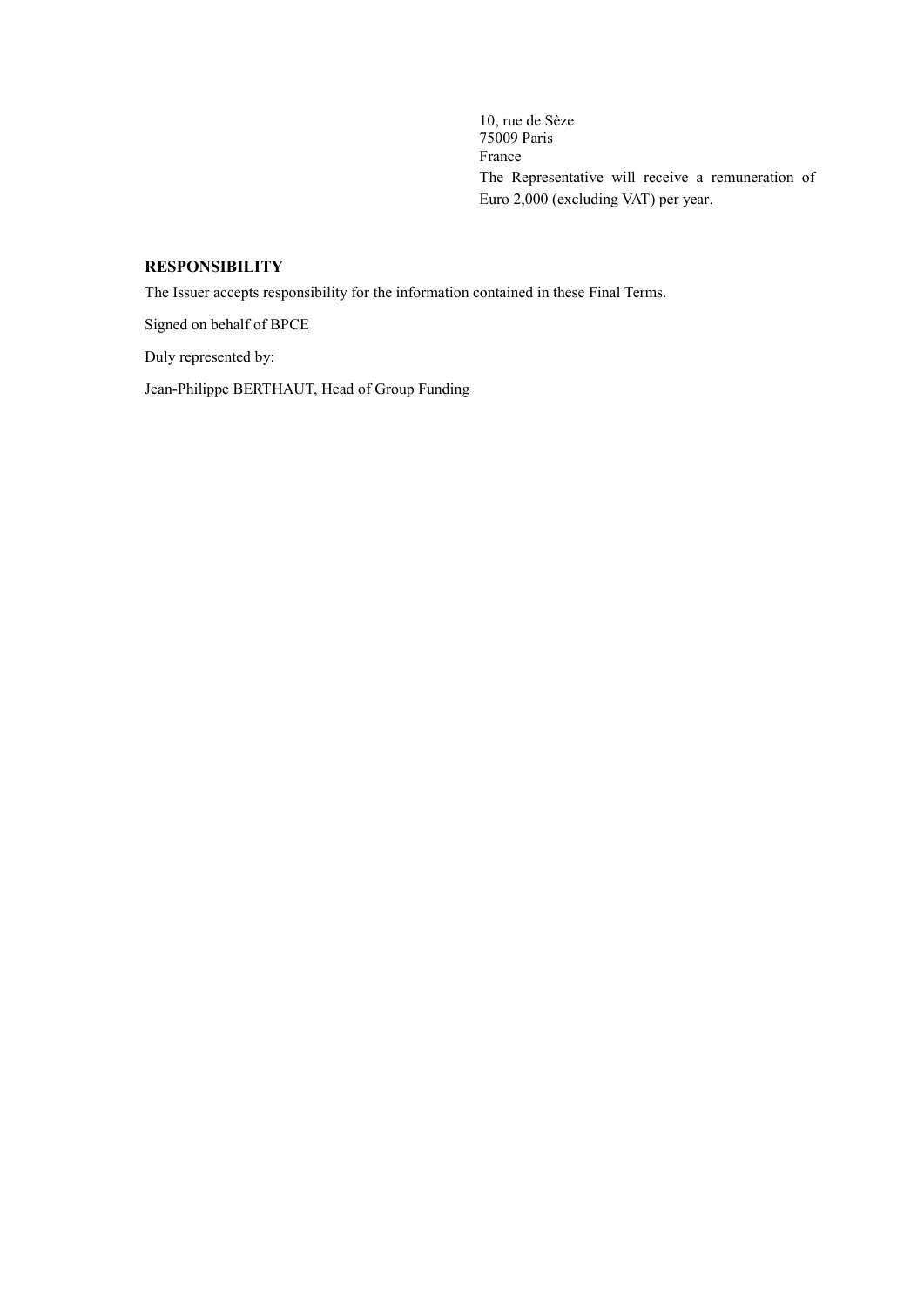10, rue de Sèze
75009 Paris
France
The Representative will receive a remuneration of Euro 2,000 (excluding VAT) per year.

**RESPONSIBILITY**

The Issuer accepts responsibility for the information contained in these Final Terms.

Signed on behalf of BPCE

Duly represented by:

Jean-Philippe BERTHAUT, Head of Group Funding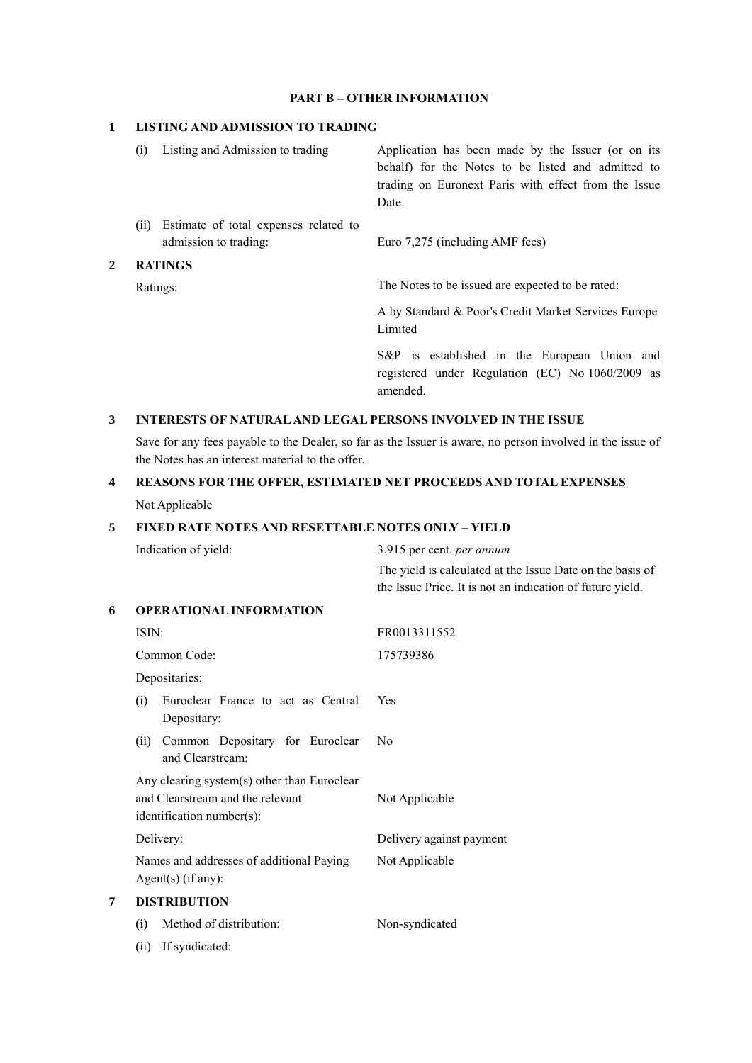## PART B – OTHER INFORMATION

### 1 LISTING AND ADMISSION TO TRADING

| | |
|---|---|
| (i) Listing and Admission to trading | Application has been made by the Issuer (or on its behalf) for the Notes to be listed and admitted to trading on Euronext Paris with effect from the Issue Date. |
| (ii) Estimate of total expenses related to admission to trading: | Euro 7,275 (including AMF fees) |

### 2 RATINGS

| | |
|---|---|
| Ratings: | The Notes to be issued are expected to be rated: |
| | A by Standard & Poor's Credit Market Services Europe Limited |
| | S&P is established in the European Union and registered under Regulation (EC) No 1060/2009 as amended. |

### 3 INTERESTS OF NATURAL AND LEGAL PERSONS INVOLVED IN THE ISSUE

Save for any fees payable to the Dealer, so far as the Issuer is aware, no person involved in the issue of the Notes has an interest material to the offer.

### 4 REASONS FOR THE OFFER, ESTIMATED NET PROCEEDS AND TOTAL EXPENSES

Not Applicable

### 5 FIXED RATE NOTES AND RESETTABLE NOTES ONLY – YIELD

| | |
|---|---|
| Indication of yield: | 3.915 per cent. *per annum* |
| | The yield is calculated at the Issue Date on the basis of the Issue Price. It is not an indication of future yield. |

### 6 OPERATIONAL INFORMATION

| | |
|---|---|
| ISIN: | FR0013311552 |
| Common Code: | 175739386 |
| Depositaries: | |
| (i) Euroclear France to act as Central Depositary: | Yes |
| (ii) Common Depositary for Euroclear and Clearstream: | No |
| Any clearing system(s) other than Euroclear and Clearstream and the relevant identification number(s): | Not Applicable |
| Delivery: | Delivery against payment |
| Names and addresses of additional Paying Agent(s) (if any): | Not Applicable |

### 7 DISTRIBUTION

| | |
|---|---|
| (i) Method of distribution: | Non-syndicated |
| (ii) If syndicated: | |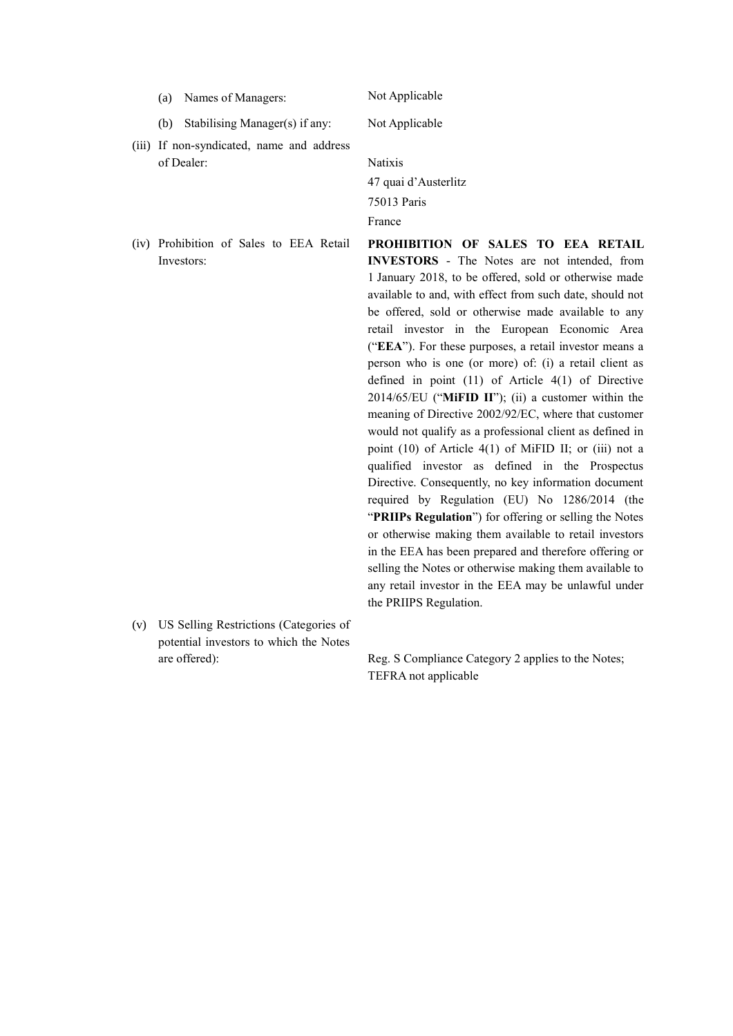| | |
|---|---|
| (a) Names of Managers: | Not Applicable |
| (b) Stabilising Manager(s) if any: | Not Applicable |
| (iii) If non-syndicated, name and address of Dealer: | Natixis<br>47 quai d'Austerlitz<br>75013 Paris<br>France |
| (iv) Prohibition of Sales to EEA Retail Investors: | **PROHIBITION OF SALES TO EEA RETAIL INVESTORS** - The Notes are not intended, from 1 January 2018, to be offered, sold or otherwise made available to and, with effect from such date, should not be offered, sold or otherwise made available to any retail investor in the European Economic Area ("**EEA**"). For these purposes, a retail investor means a person who is one (or more) of: (i) a retail client as defined in point (11) of Article 4(1) of Directive 2014/65/EU ("**MiFID II**"); (ii) a customer within the meaning of Directive 2002/92/EC, where that customer would not qualify as a professional client as defined in point (10) of Article 4(1) of MiFID II; or (iii) not a qualified investor as defined in the Prospectus Directive. Consequently, no key information document required by Regulation (EU) No 1286/2014 (the "**PRIIPs Regulation**") for offering or selling the Notes or otherwise making them available to retail investors in the EEA has been prepared and therefore offering or selling the Notes or otherwise making them available to any retail investor in the EEA may be unlawful under the PRIIPS Regulation. |
| (v) US Selling Restrictions (Categories of potential investors to which the Notes are offered): | Reg. S Compliance Category 2 applies to the Notes; TEFRA not applicable |